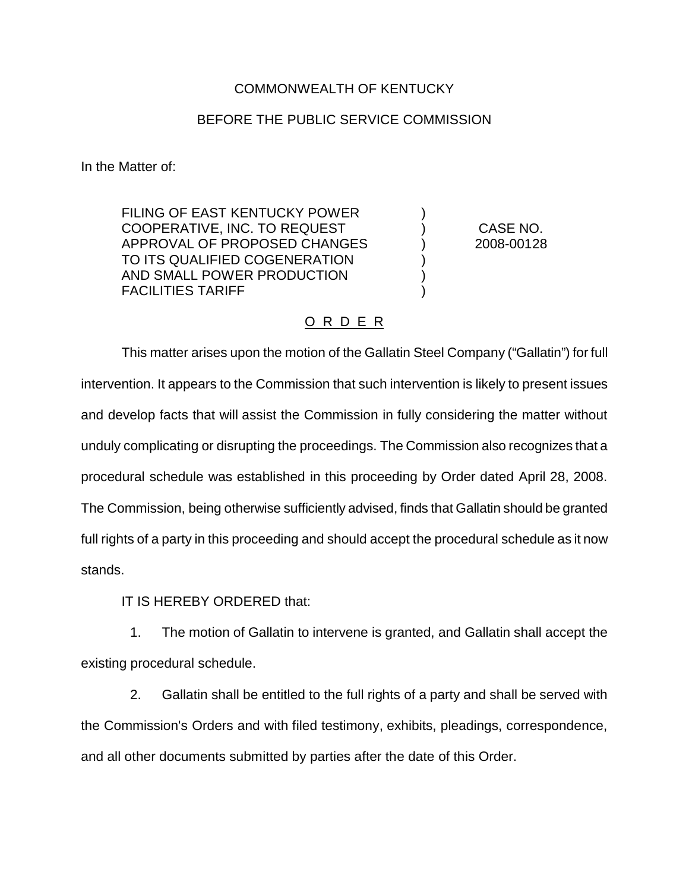COMMONWEALTH OF KENTUCKY

BEFORE THE PUBLIC SERVICE COMMISSION

In the Matter of:

| | | |
|---|---|---|
| FILING OF EAST KENTUCKY POWER COOPERATIVE, INC. TO REQUEST APPROVAL OF PROPOSED CHANGES TO ITS QUALIFIED COGENERATION AND SMALL POWER PRODUCTION FACILITIES TARIFF | ) | CASE NO. 2008-00128 |

## O R D E R

This matter arises upon the motion of the Gallatin Steel Company ("Gallatin") for full intervention. It appears to the Commission that such intervention is likely to present issues and develop facts that will assist the Commission in fully considering the matter without unduly complicating or disrupting the proceedings. The Commission also recognizes that a procedural schedule was established in this proceeding by Order dated April 28, 2008. The Commission, being otherwise sufficiently advised, finds that Gallatin should be granted full rights of a party in this proceeding and should accept the procedural schedule as it now stands.

IT IS HEREBY ORDERED that:

1. The motion of Gallatin to intervene is granted, and Gallatin shall accept the existing procedural schedule.

2. Gallatin shall be entitled to the full rights of a party and shall be served with the Commission's Orders and with filed testimony, exhibits, pleadings, correspondence, and all other documents submitted by parties after the date of this Order.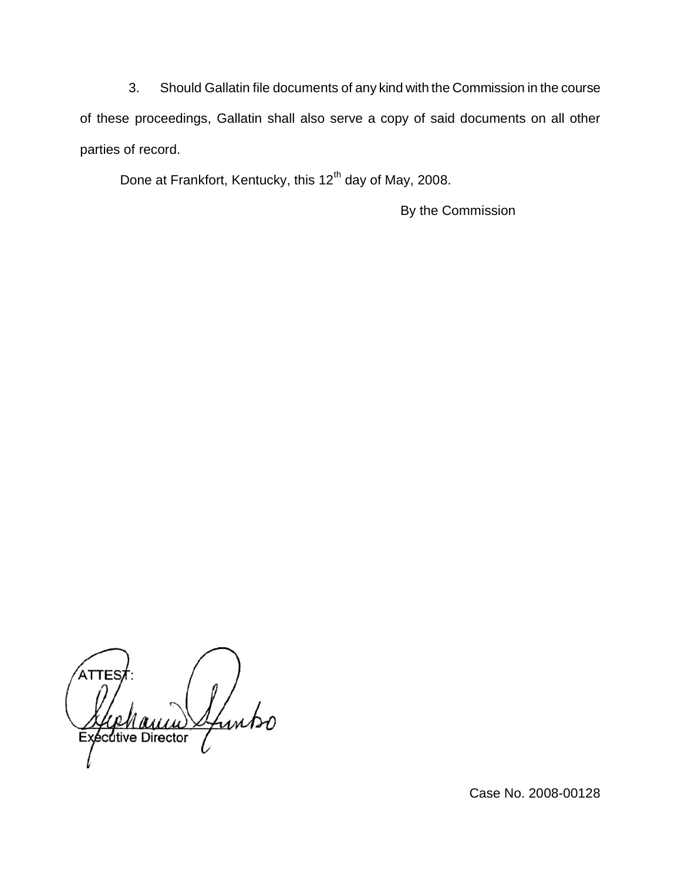3. Should Gallatin file documents of any kind with the Commission in the course of these proceedings, Gallatin shall also serve a copy of said documents on all other parties of record.

Done at Frankfort, Kentucky, this 12th day of May, 2008.

By the Commission

ATTEST:

Executive Director

Case No. 2008-00128